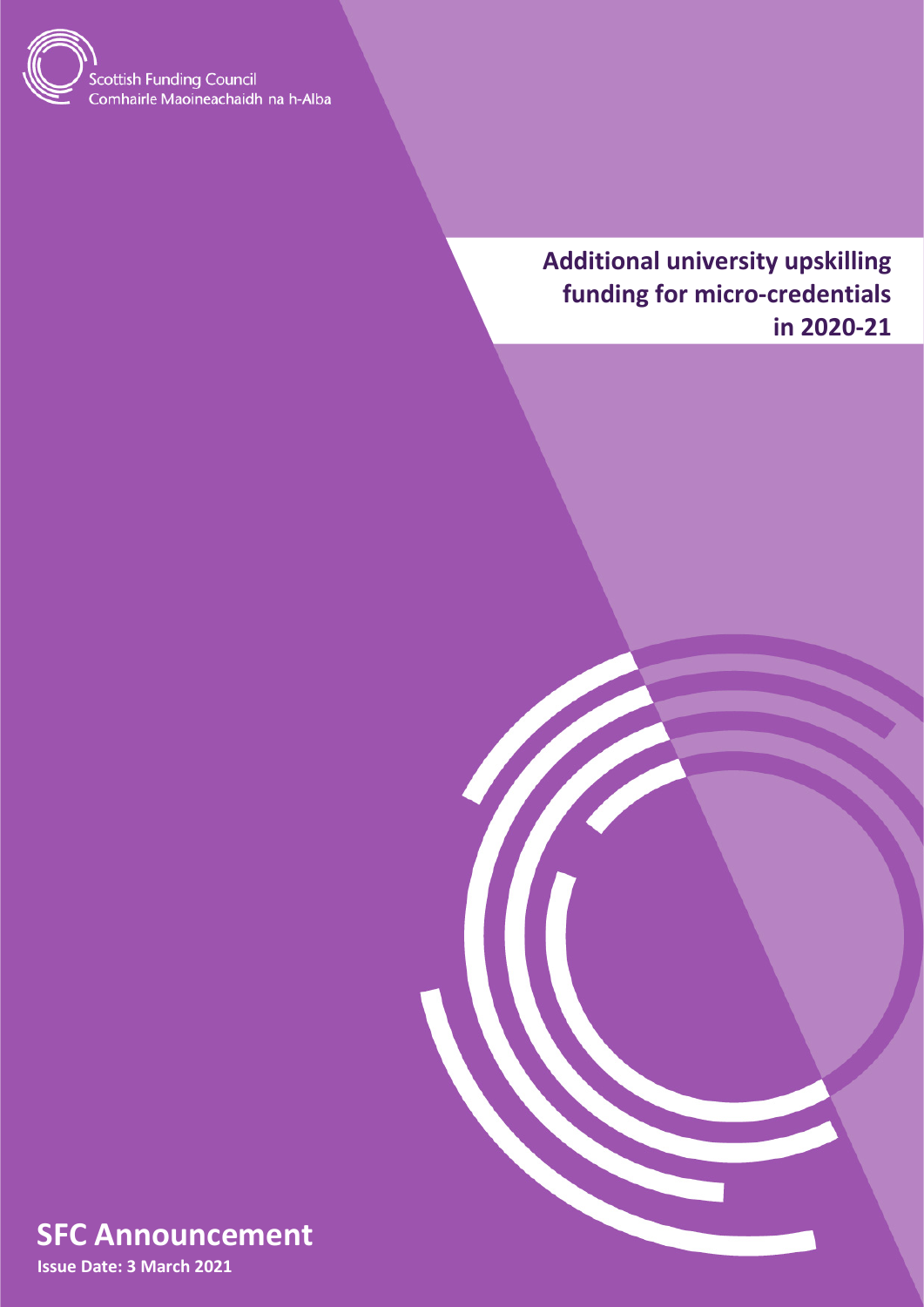Scottish Funding Council
Comhairle Maoineachaidh na h-Alba

# Additional university upskilling funding for micro-credentials in 2020-21

## SFC Announcement

**Issue Date: 3 March 2021**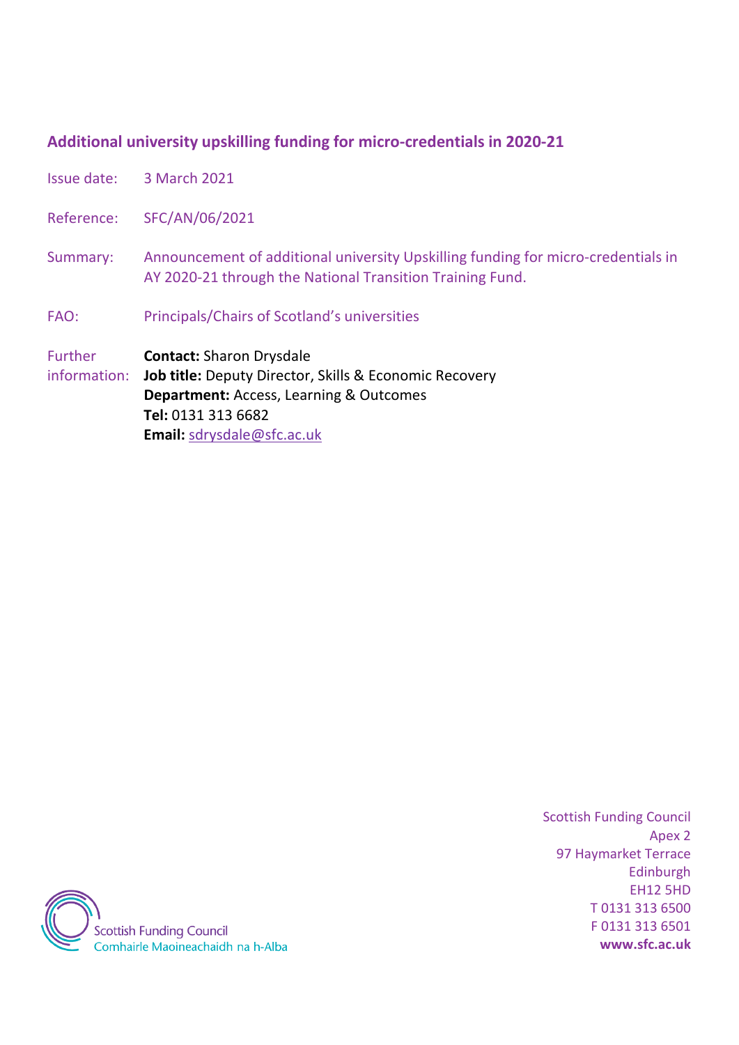**Additional university upskilling funding for micro-credentials in 2020-21**

| | |
|---|---|
| Issue date: | 3 March 2021 |
| Reference: | SFC/AN/06/2021 |
| Summary: | Announcement of additional university Upskilling funding for micro-credentials in AY 2020-21 through the National Transition Training Fund. |
| FAO: | Principals/Chairs of Scotland's universities |
| Further information: | **Contact:** Sharon Drysdale<br>**Job title:** Deputy Director, Skills & Economic Recovery<br>**Department:** Access, Learning & Outcomes<br>**Tel:** 0131 313 6682<br>**Email:** sdrysdale@sfc.ac.uk |

Scottish Funding Council
Apex 2
97 Haymarket Terrace
Edinburgh
EH12 5HD
T 0131 313 6500
F 0131 313 6501
**www.sfc.ac.uk**

Scottish Funding Council
Comhairle Maoineachaidh na h-Alba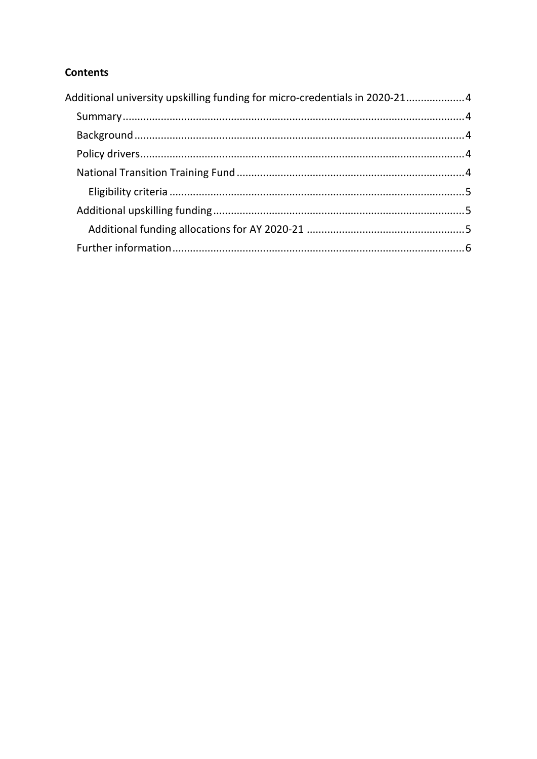**Contents**

Additional university upskilling funding for micro-credentials in 2020-21....................4

- Summary....................4
- Background....................4
- Policy drivers....................4
- National Transition Training Fund....................4
  - Eligibility criteria....................5
- Additional upskilling funding....................5
  - Additional funding allocations for AY 2020-21....................5
- Further information....................6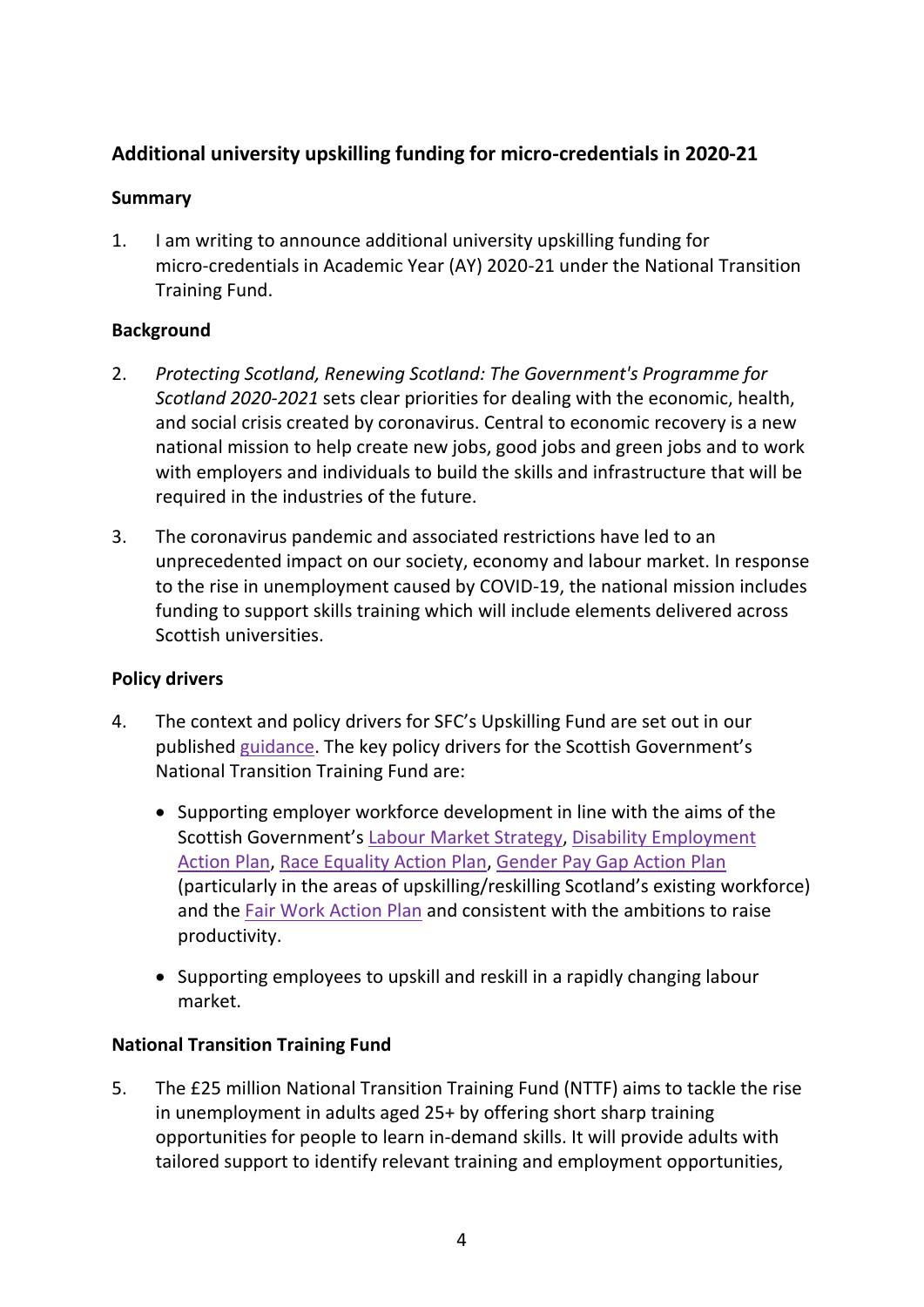## Additional university upskilling funding for micro-credentials in 2020-21

### Summary

1. I am writing to announce additional university upskilling funding for micro-credentials in Academic Year (AY) 2020-21 under the National Transition Training Fund.

### Background

2. *Protecting Scotland, Renewing Scotland: The Government's Programme for Scotland 2020-2021* sets clear priorities for dealing with the economic, health, and social crisis created by coronavirus. Central to economic recovery is a new national mission to help create new jobs, good jobs and green jobs and to work with employers and individuals to build the skills and infrastructure that will be required in the industries of the future.

3. The coronavirus pandemic and associated restrictions have led to an unprecedented impact on our society, economy and labour market. In response to the rise in unemployment caused by COVID-19, the national mission includes funding to support skills training which will include elements delivered across Scottish universities.

### Policy drivers

4. The context and policy drivers for SFC's Upskilling Fund are set out in our published guidance. The key policy drivers for the Scottish Government's National Transition Training Fund are:

   - Supporting employer workforce development in line with the aims of the Scottish Government's Labour Market Strategy, Disability Employment Action Plan, Race Equality Action Plan, Gender Pay Gap Action Plan (particularly in the areas of upskilling/reskilling Scotland's existing workforce) and the Fair Work Action Plan and consistent with the ambitions to raise productivity.

   - Supporting employees to upskill and reskill in a rapidly changing labour market.

### National Transition Training Fund

5. The £25 million National Transition Training Fund (NTTF) aims to tackle the rise in unemployment in adults aged 25+ by offering short sharp training opportunities for people to learn in-demand skills. It will provide adults with tailored support to identify relevant training and employment opportunities,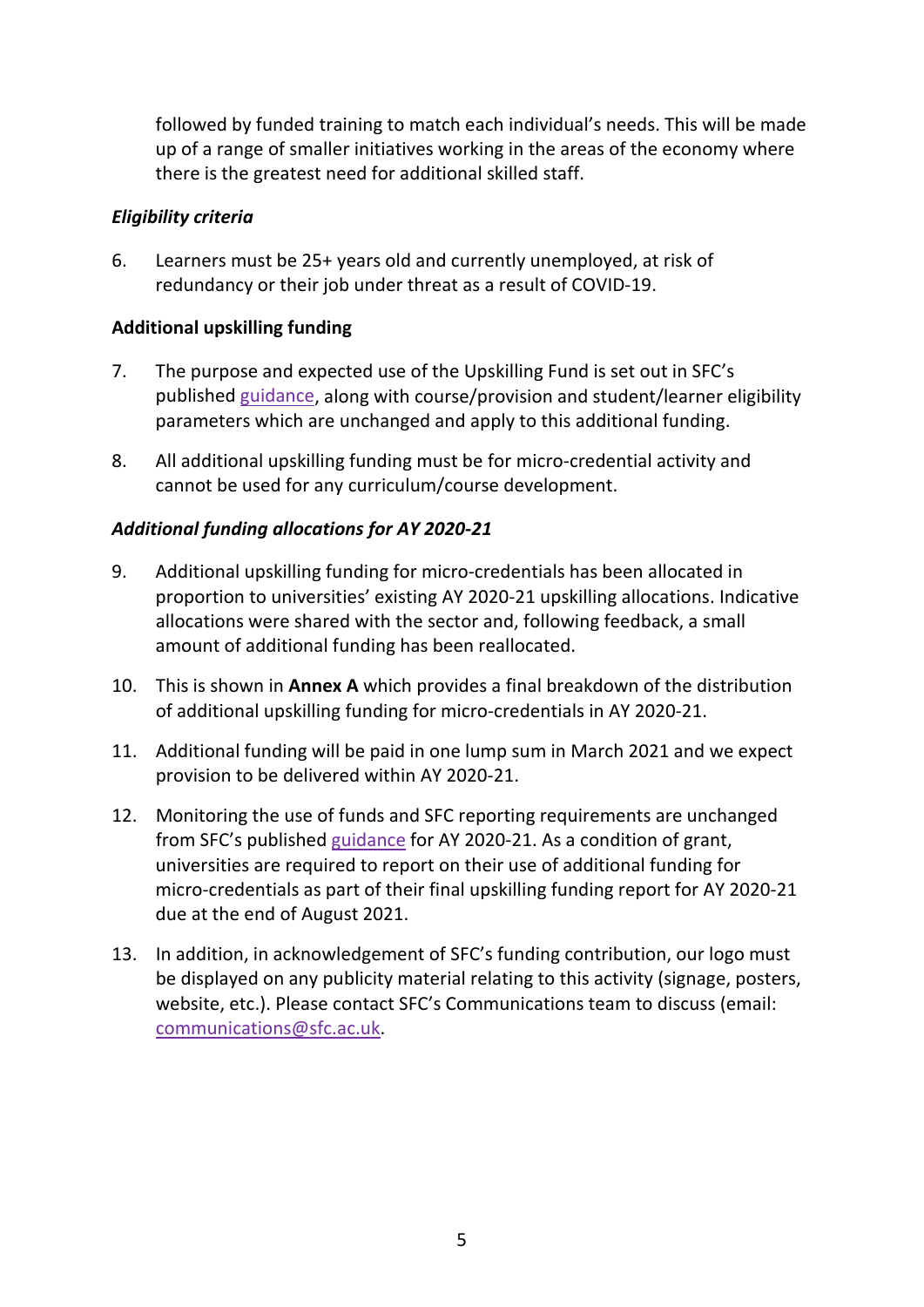followed by funded training to match each individual's needs. This will be made up of a range of smaller initiatives working in the areas of the economy where there is the greatest need for additional skilled staff.

***Eligibility criteria***

6. Learners must be 25+ years old and currently unemployed, at risk of redundancy or their job under threat as a result of COVID-19.

**Additional upskilling funding**

7. The purpose and expected use of the Upskilling Fund is set out in SFC's published guidance, along with course/provision and student/learner eligibility parameters which are unchanged and apply to this additional funding.

8. All additional upskilling funding must be for micro-credential activity and cannot be used for any curriculum/course development.

***Additional funding allocations for AY 2020-21***

9. Additional upskilling funding for micro-credentials has been allocated in proportion to universities' existing AY 2020-21 upskilling allocations. Indicative allocations were shared with the sector and, following feedback, a small amount of additional funding has been reallocated.

10. This is shown in **Annex A** which provides a final breakdown of the distribution of additional upskilling funding for micro-credentials in AY 2020-21.

11. Additional funding will be paid in one lump sum in March 2021 and we expect provision to be delivered within AY 2020-21.

12. Monitoring the use of funds and SFC reporting requirements are unchanged from SFC's published guidance for AY 2020-21. As a condition of grant, universities are required to report on their use of additional funding for micro-credentials as part of their final upskilling funding report for AY 2020-21 due at the end of August 2021.

13. In addition, in acknowledgement of SFC's funding contribution, our logo must be displayed on any publicity material relating to this activity (signage, posters, website, etc.). Please contact SFC's Communications team to discuss (email: communications@sfc.ac.uk.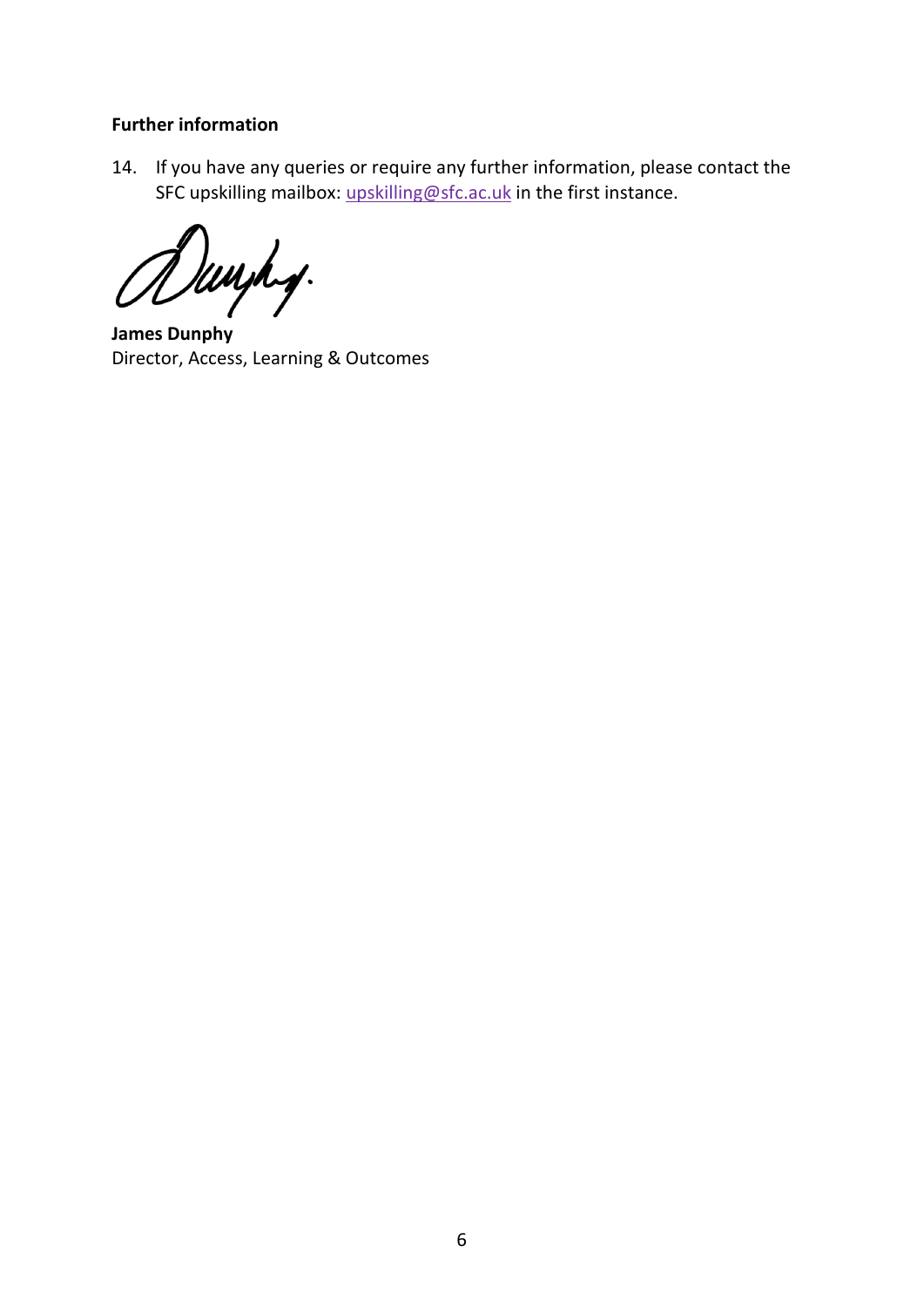## Further information

14. If you have any queries or require any further information, please contact the SFC upskilling mailbox: upskilling@sfc.ac.uk in the first instance.

**James Dunphy**
Director, Access, Learning & Outcomes